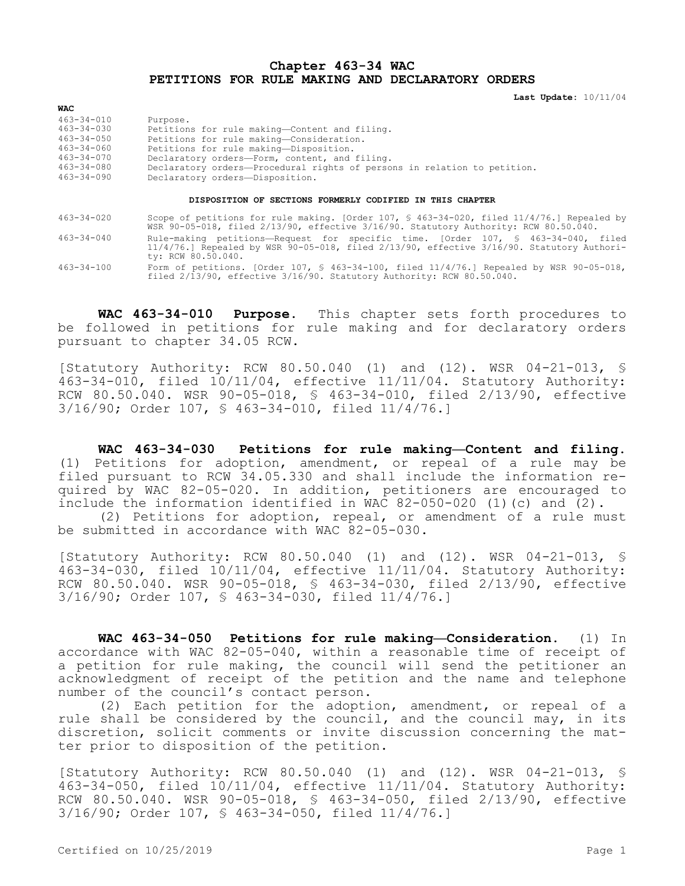# Chapter 463-34 WAC
# PETITIONS FOR RULE MAKING AND DECLARATORY ORDERS

**Last Update:** 10/11/04

**WAC**

| | |
|---|---|
| 463-34-010 | Purpose. |
| 463-34-030 | Petitions for rule making—Content and filing. |
| 463-34-050 | Petitions for rule making—Consideration. |
| 463-34-060 | Petitions for rule making—Disposition. |
| 463-34-070 | Declaratory orders—Form, content, and filing. |
| 463-34-080 | Declaratory orders—Procedural rights of persons in relation to petition. |
| 463-34-090 | Declaratory orders—Disposition. |

**DISPOSITION OF SECTIONS FORMERLY CODIFIED IN THIS CHAPTER**

| | |
|---|---|
| 463-34-020 | Scope of petitions for rule making. [Order 107, § 463-34-020, filed 11/4/76.] Repealed by WSR 90-05-018, filed 2/13/90, effective 3/16/90. Statutory Authority: RCW 80.50.040. |
| 463-34-040 | Rule-making petitions—Request for specific time. [Order 107, § 463-34-040, filed 11/4/76.] Repealed by WSR 90-05-018, filed 2/13/90, effective 3/16/90. Statutory Authority: RCW 80.50.040. |
| 463-34-100 | Form of petitions. [Order 107, § 463-34-100, filed 11/4/76.] Repealed by WSR 90-05-018, filed 2/13/90, effective 3/16/90. Statutory Authority: RCW 80.50.040. |

**WAC 463-34-010 Purpose.** This chapter sets forth procedures to be followed in petitions for rule making and for declaratory orders pursuant to chapter 34.05 RCW.

[Statutory Authority: RCW 80.50.040 (1) and (12). WSR 04-21-013, § 463-34-010, filed 10/11/04, effective 11/11/04. Statutory Authority: RCW 80.50.040. WSR 90-05-018, § 463-34-010, filed 2/13/90, effective 3/16/90; Order 107, § 463-34-010, filed 11/4/76.]

**WAC 463-34-030 Petitions for rule making—Content and filing.** (1) Petitions for adoption, amendment, or repeal of a rule may be filed pursuant to RCW 34.05.330 and shall include the information required by WAC 82-05-020. In addition, petitioners are encouraged to include the information identified in WAC 82-050-020 (1)(c) and (2).

(2) Petitions for adoption, repeal, or amendment of a rule must be submitted in accordance with WAC 82-05-030.

[Statutory Authority: RCW 80.50.040 (1) and (12). WSR 04-21-013, § 463-34-030, filed 10/11/04, effective 11/11/04. Statutory Authority: RCW 80.50.040. WSR 90-05-018, § 463-34-030, filed 2/13/90, effective 3/16/90; Order 107, § 463-34-030, filed 11/4/76.]

**WAC 463-34-050 Petitions for rule making—Consideration.** (1) In accordance with WAC 82-05-040, within a reasonable time of receipt of a petition for rule making, the council will send the petitioner an acknowledgment of receipt of the petition and the name and telephone number of the council's contact person.

(2) Each petition for the adoption, amendment, or repeal of a rule shall be considered by the council, and the council may, in its discretion, solicit comments or invite discussion concerning the matter prior to disposition of the petition.

[Statutory Authority: RCW 80.50.040 (1) and (12). WSR 04-21-013, § 463-34-050, filed 10/11/04, effective 11/11/04. Statutory Authority: RCW 80.50.040. WSR 90-05-018, § 463-34-050, filed 2/13/90, effective 3/16/90; Order 107, § 463-34-050, filed 11/4/76.]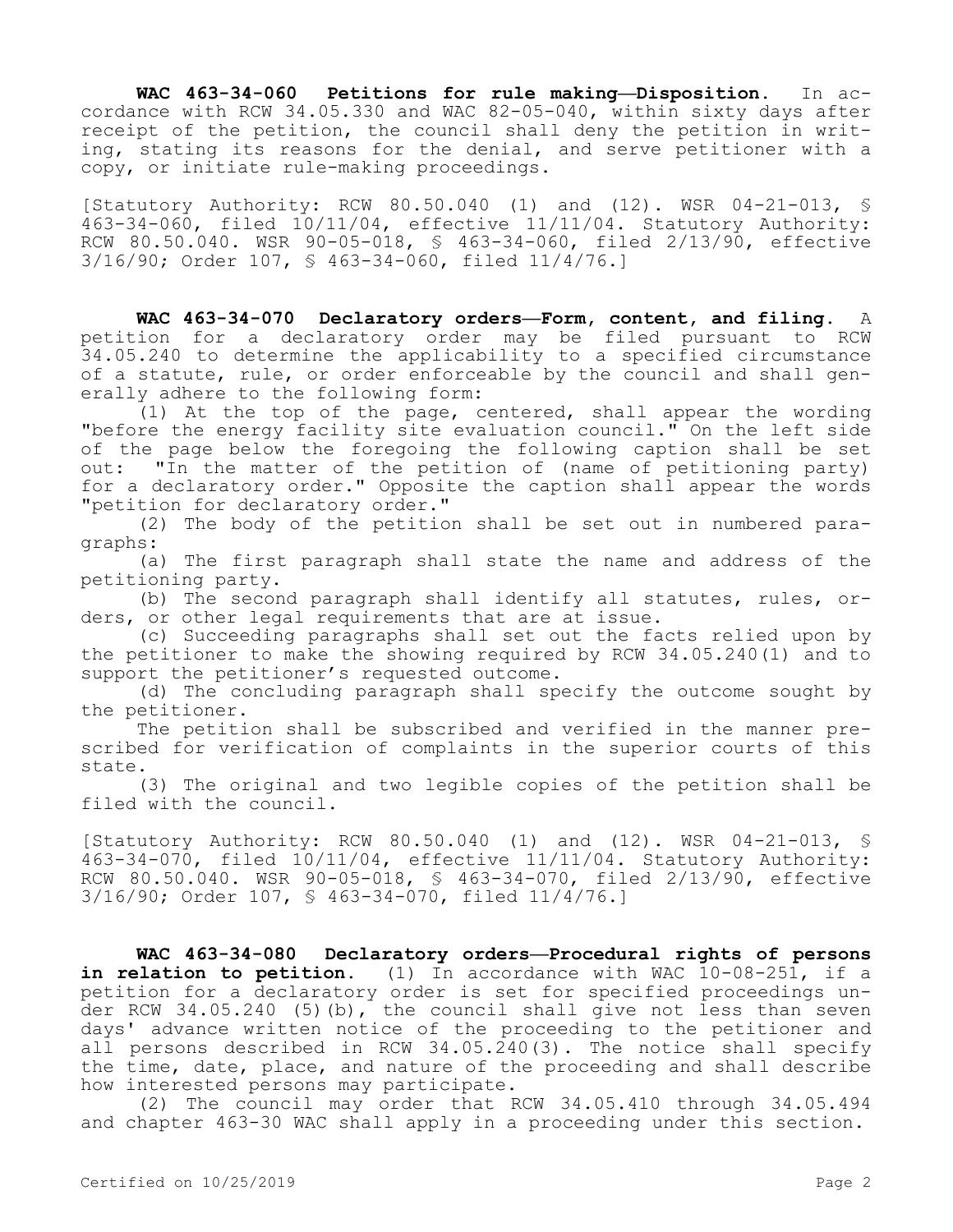**WAC 463-34-060 Petitions for rule making—Disposition.** In accordance with RCW 34.05.330 and WAC 82-05-040, within sixty days after receipt of the petition, the council shall deny the petition in writing, stating its reasons for the denial, and serve petitioner with a copy, or initiate rule-making proceedings.

[Statutory Authority: RCW 80.50.040 (1) and (12). WSR 04-21-013, § 463-34-060, filed 10/11/04, effective 11/11/04. Statutory Authority: RCW 80.50.040. WSR 90-05-018, § 463-34-060, filed 2/13/90, effective 3/16/90; Order 107, § 463-34-060, filed 11/4/76.]

**WAC 463-34-070 Declaratory orders—Form, content, and filing.** A petition for a declaratory order may be filed pursuant to RCW 34.05.240 to determine the applicability to a specified circumstance of a statute, rule, or order enforceable by the council and shall generally adhere to the following form:

(1) At the top of the page, centered, shall appear the wording "before the energy facility site evaluation council." On the left side of the page below the foregoing the following caption shall be set out: "In the matter of the petition of (name of petitioning party) for a declaratory order." Opposite the caption shall appear the words "petition for declaratory order."

(2) The body of the petition shall be set out in numbered paragraphs:

(a) The first paragraph shall state the name and address of the petitioning party.

(b) The second paragraph shall identify all statutes, rules, orders, or other legal requirements that are at issue.

(c) Succeeding paragraphs shall set out the facts relied upon by the petitioner to make the showing required by RCW 34.05.240(1) and to support the petitioner's requested outcome.

(d) The concluding paragraph shall specify the outcome sought by the petitioner.

The petition shall be subscribed and verified in the manner prescribed for verification of complaints in the superior courts of this state.

(3) The original and two legible copies of the petition shall be filed with the council.

[Statutory Authority: RCW 80.50.040 (1) and (12). WSR 04-21-013, § 463-34-070, filed 10/11/04, effective 11/11/04. Statutory Authority: RCW 80.50.040. WSR 90-05-018, § 463-34-070, filed 2/13/90, effective 3/16/90; Order 107, § 463-34-070, filed 11/4/76.]

**WAC 463-34-080 Declaratory orders—Procedural rights of persons in relation to petition.** (1) In accordance with WAC 10-08-251, if a petition for a declaratory order is set for specified proceedings under RCW 34.05.240 (5)(b), the council shall give not less than seven days' advance written notice of the proceeding to the petitioner and all persons described in RCW 34.05.240(3). The notice shall specify the time, date, place, and nature of the proceeding and shall describe how interested persons may participate.

(2) The council may order that RCW 34.05.410 through 34.05.494 and chapter 463-30 WAC shall apply in a proceeding under this section.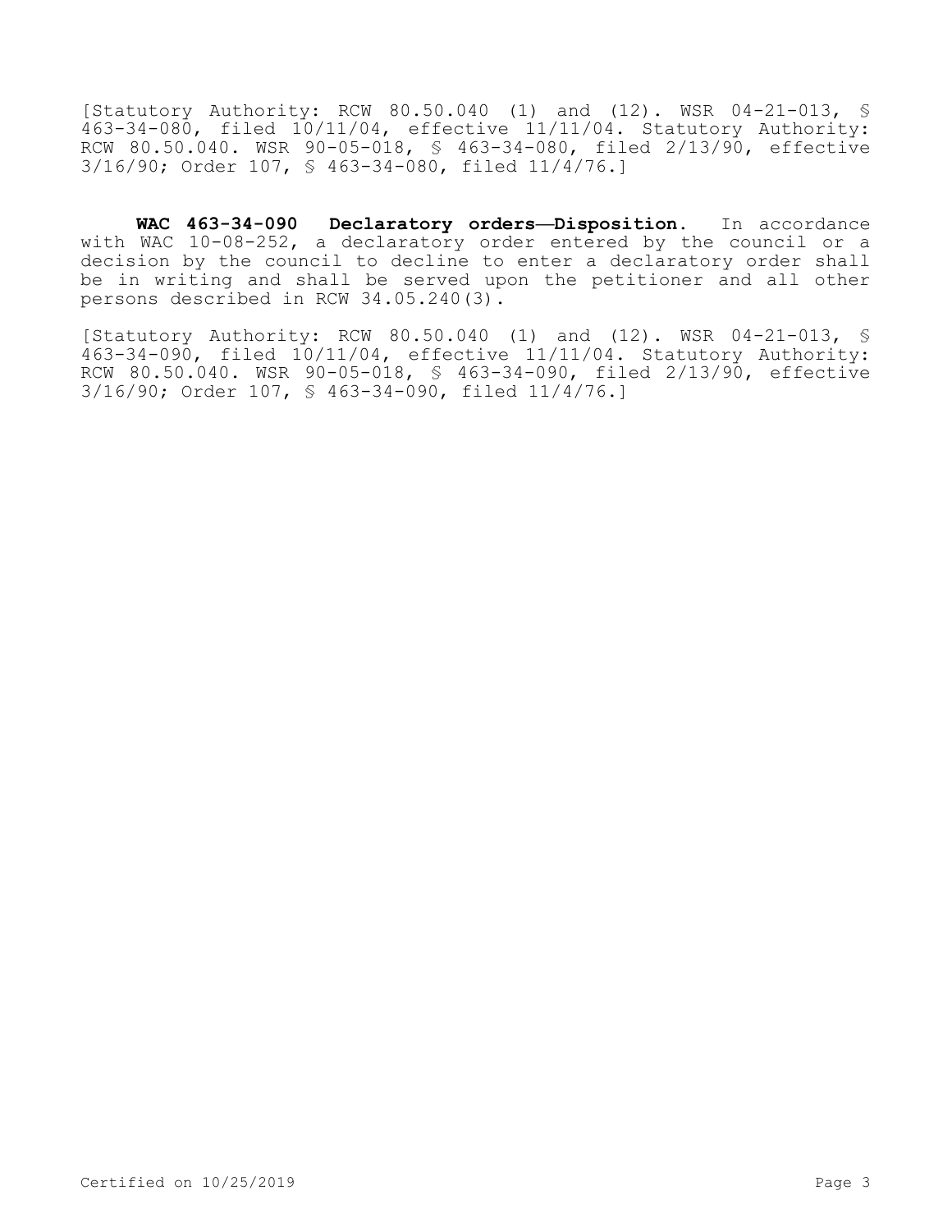[Statutory Authority: RCW 80.50.040 (1) and (12). WSR 04-21-013, § 463-34-080, filed 10/11/04, effective 11/11/04. Statutory Authority: RCW 80.50.040. WSR 90-05-018, § 463-34-080, filed 2/13/90, effective 3/16/90; Order 107, § 463-34-080, filed 11/4/76.]

**WAC 463-34-090 Declaratory orders—Disposition.** In accordance with WAC 10-08-252, a declaratory order entered by the council or a decision by the council to decline to enter a declaratory order shall be in writing and shall be served upon the petitioner and all other persons described in RCW 34.05.240(3).

[Statutory Authority: RCW 80.50.040 (1) and (12). WSR 04-21-013, § 463-34-090, filed 10/11/04, effective 11/11/04. Statutory Authority: RCW 80.50.040. WSR 90-05-018, § 463-34-090, filed 2/13/90, effective 3/16/90; Order 107, § 463-34-090, filed 11/4/76.]